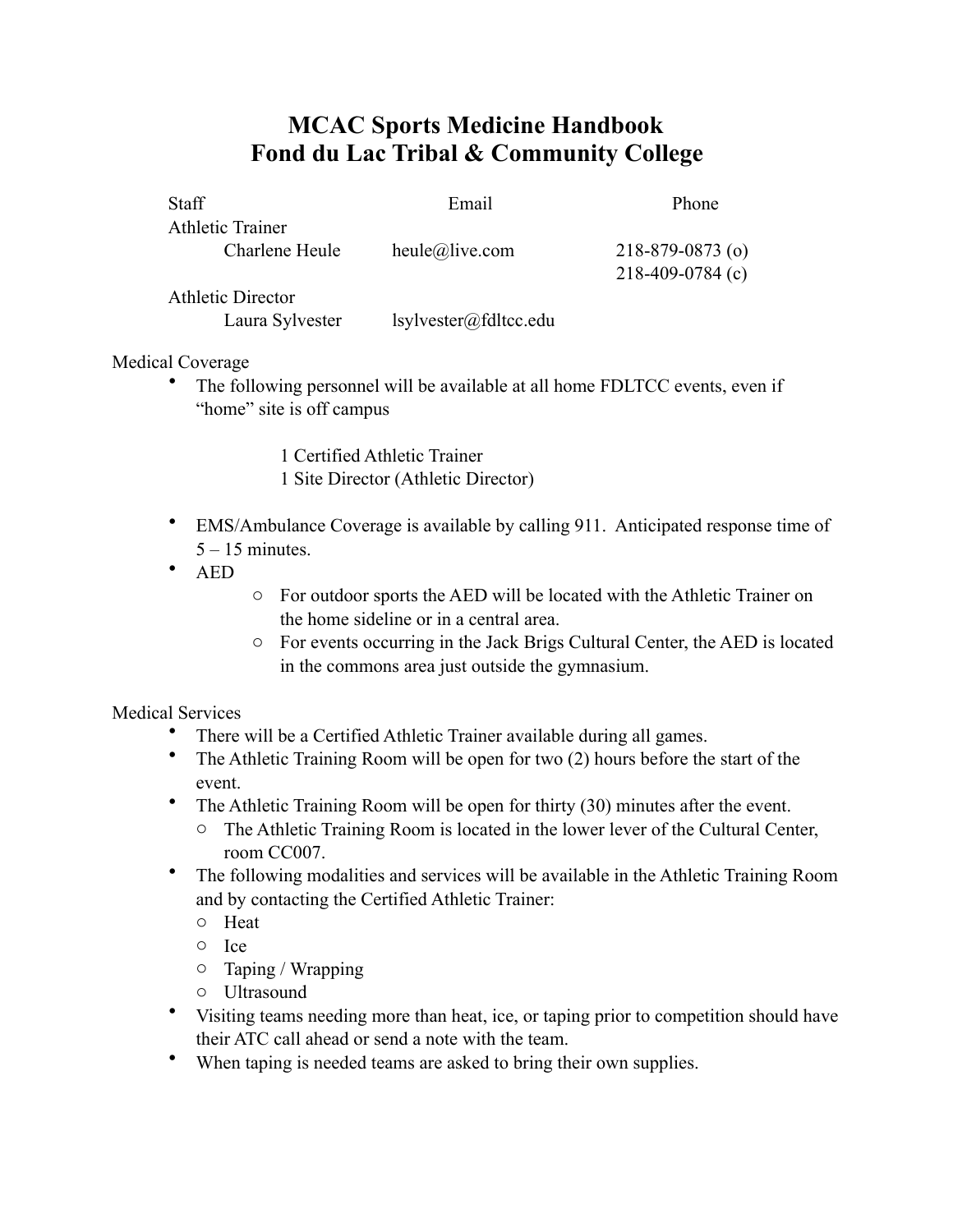# MCAC Sports Medicine Handbook
# Fond du Lac Tribal & Community College

| Staff | Email | Phone |
| --- | --- | --- |
| Athletic Trainer | | |
| Charlene Heule | heule@live.com | 218-879-0873 (o)<br>218-409-0784 (c) |
| Athletic Director | | |
| Laura Sylvester | lsylvester@fdltcc.edu | |

Medical Coverage

- The following personnel will be available at all home FDLTCC events, even if "home" site is off campus

  1 Certified Athletic Trainer
  1 Site Director (Athletic Director)

- EMS/Ambulance Coverage is available by calling 911. Anticipated response time of 5 – 15 minutes.
- AED
  - For outdoor sports the AED will be located with the Athletic Trainer on the home sideline or in a central area.
  - For events occurring in the Jack Brigs Cultural Center, the AED is located in the commons area just outside the gymnasium.

Medical Services

- There will be a Certified Athletic Trainer available during all games.
- The Athletic Training Room will be open for two (2) hours before the start of the event.
- The Athletic Training Room will be open for thirty (30) minutes after the event.
  - The Athletic Training Room is located in the lower lever of the Cultural Center, room CC007.
- The following modalities and services will be available in the Athletic Training Room and by contacting the Certified Athletic Trainer:
  - Heat
  - Ice
  - Taping / Wrapping
  - Ultrasound
- Visiting teams needing more than heat, ice, or taping prior to competition should have their ATC call ahead or send a note with the team.
- When taping is needed teams are asked to bring their own supplies.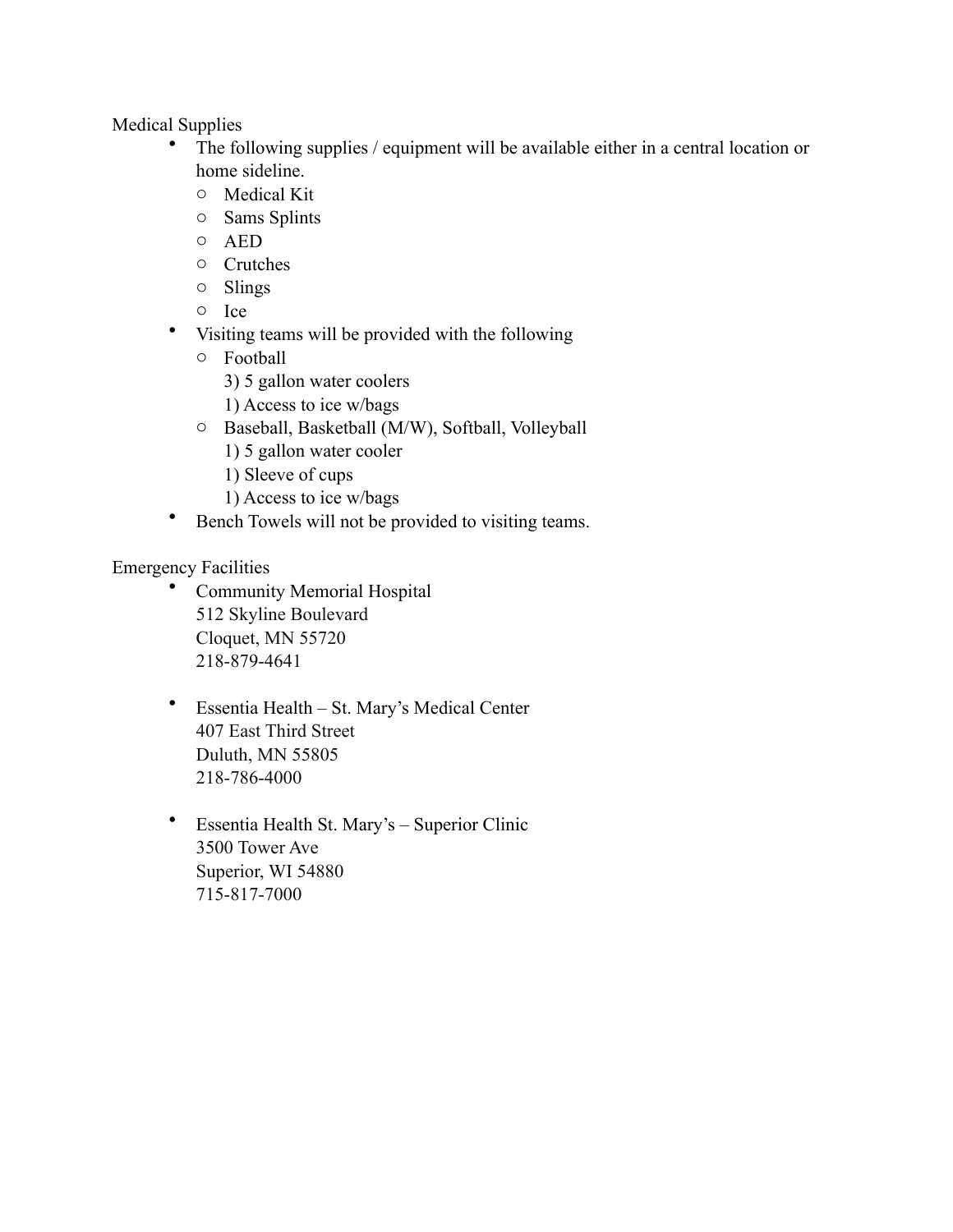Medical Supplies

- The following supplies / equipment will be available either in a central location or home sideline.
  - Medical Kit
  - Sams Splints
  - AED
  - Crutches
  - Slings
  - Ice
- Visiting teams will be provided with the following
  - Football
    3) 5 gallon water coolers
    1) Access to ice w/bags
  - Baseball, Basketball (M/W), Softball, Volleyball
    1) 5 gallon water cooler
    1) Sleeve of cups
    1) Access to ice w/bags
- Bench Towels will not be provided to visiting teams.

Emergency Facilities

- Community Memorial Hospital
  512 Skyline Boulevard
  Cloquet, MN 55720
  218-879-4641

- Essentia Health – St. Mary's Medical Center
  407 East Third Street
  Duluth, MN 55805
  218-786-4000

- Essentia Health St. Mary's – Superior Clinic
  3500 Tower Ave
  Superior, WI 54880
  715-817-7000